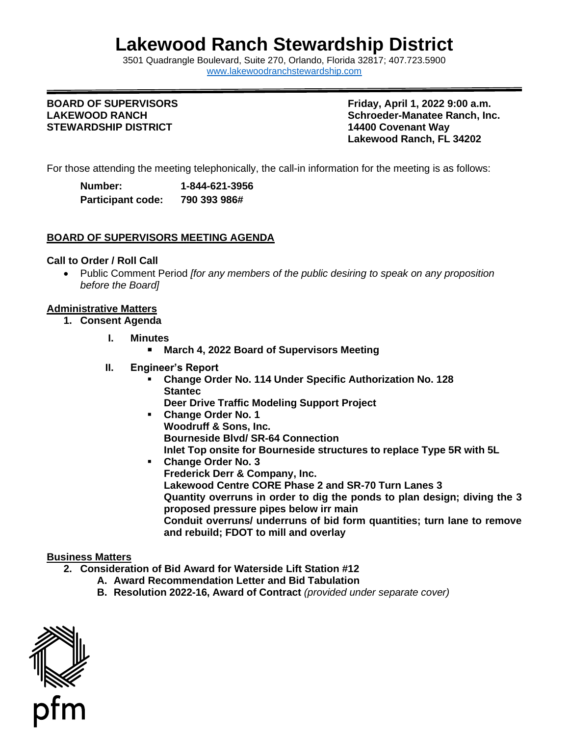# Lakewood Ranch Stewardship District

3501 Quadrangle Boulevard, Suite 270, Orlando, Florida 32817; 407.723.5900
www.lakewoodranchstewardship.com

**BOARD OF SUPERVISORS**
**LAKEWOOD RANCH**
**STEWARDSHIP DISTRICT**

**Friday, April 1, 2022 9:00 a.m.**
**Schroeder-Manatee Ranch, Inc.**
**14400 Covenant Way**
**Lakewood Ranch, FL 34202**

For those attending the meeting telephonically, the call-in information for the meeting is as follows:

**Number:** **1-844-621-3956**
**Participant code:** **790 393 986#**

## BOARD OF SUPERVISORS MEETING AGENDA

**Call to Order / Roll Call**

- Public Comment Period *[for any members of the public desiring to speak on any proposition before the Board]*

**Administrative Matters**

1. **Consent Agenda**

   I. **Minutes**
   - **March 4, 2022 Board of Supervisors Meeting**

   II. **Engineer's Report**
   - **Change Order No. 114 Under Specific Authorization No. 128**
     **Stantec**
     **Deer Drive Traffic Modeling Support Project**
   - **Change Order No. 1**
     **Woodruff & Sons, Inc.**
     **Bourneside Blvd/ SR-64 Connection**
     **Inlet Top onsite for Bourneside structures to replace Type 5R with 5L**
   - **Change Order No. 3**
     **Frederick Derr & Company, Inc.**
     **Lakewood Centre CORE Phase 2 and SR-70 Turn Lanes 3**
     **Quantity overruns in order to dig the ponds to plan design; diving the 3 proposed pressure pipes below irr main**
     **Conduit overruns/ underruns of bid form quantities; turn lane to remove and rebuild; FDOT to mill and overlay**

**Business Matters**

2. **Consideration of Bid Award for Waterside Lift Station #12**
   A. **Award Recommendation Letter and Bid Tabulation**
   B. **Resolution 2022-16, Award of Contract** *(provided under separate cover)*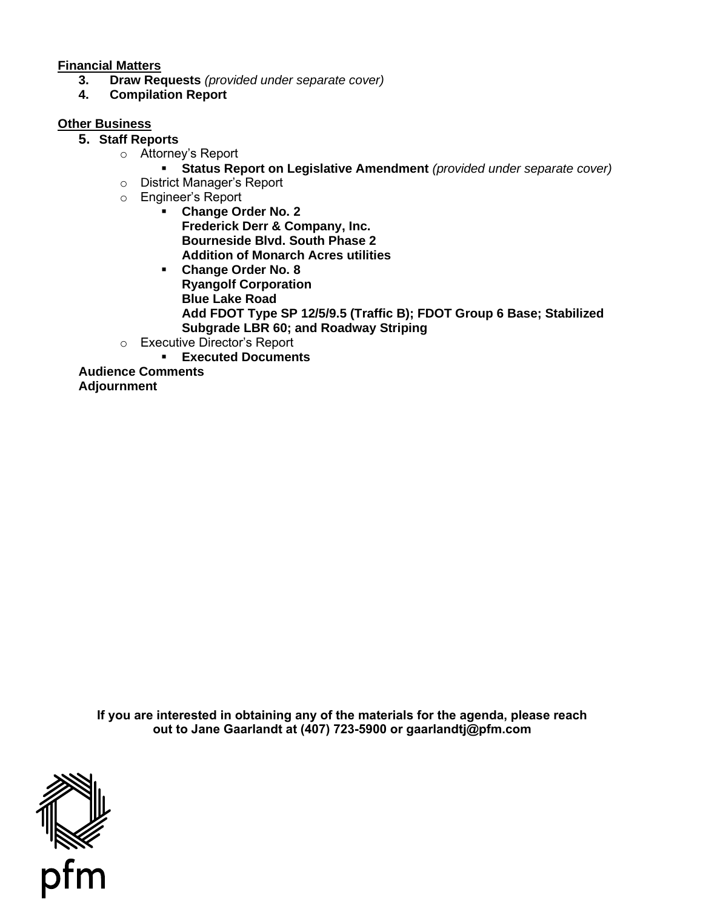**Financial Matters**

3. **Draw Requests** *(provided under separate cover)*
4. **Compilation Report**

**Other Business**

5. **Staff Reports**
   - Attorney's Report
     - **Status Report on Legislative Amendment** *(provided under separate cover)*
   - District Manager's Report
   - Engineer's Report
     - **Change Order No. 2**
       **Frederick Derr & Company, Inc.**
       **Bourneside Blvd. South Phase 2**
       **Addition of Monarch Acres utilities**
     - **Change Order No. 8**
       **Ryangolf Corporation**
       **Blue Lake Road**
       **Add FDOT Type SP 12/5/9.5 (Traffic B); FDOT Group 6 Base; Stabilized Subgrade LBR 60; and Roadway Striping**
   - Executive Director's Report
     - **Executed Documents**

**Audience Comments**

**Adjournment**

**If you are interested in obtaining any of the materials for the agenda, please reach out to Jane Gaarlandt at (407) 723-5900 or gaarlandtj@pfm.com**

pfm